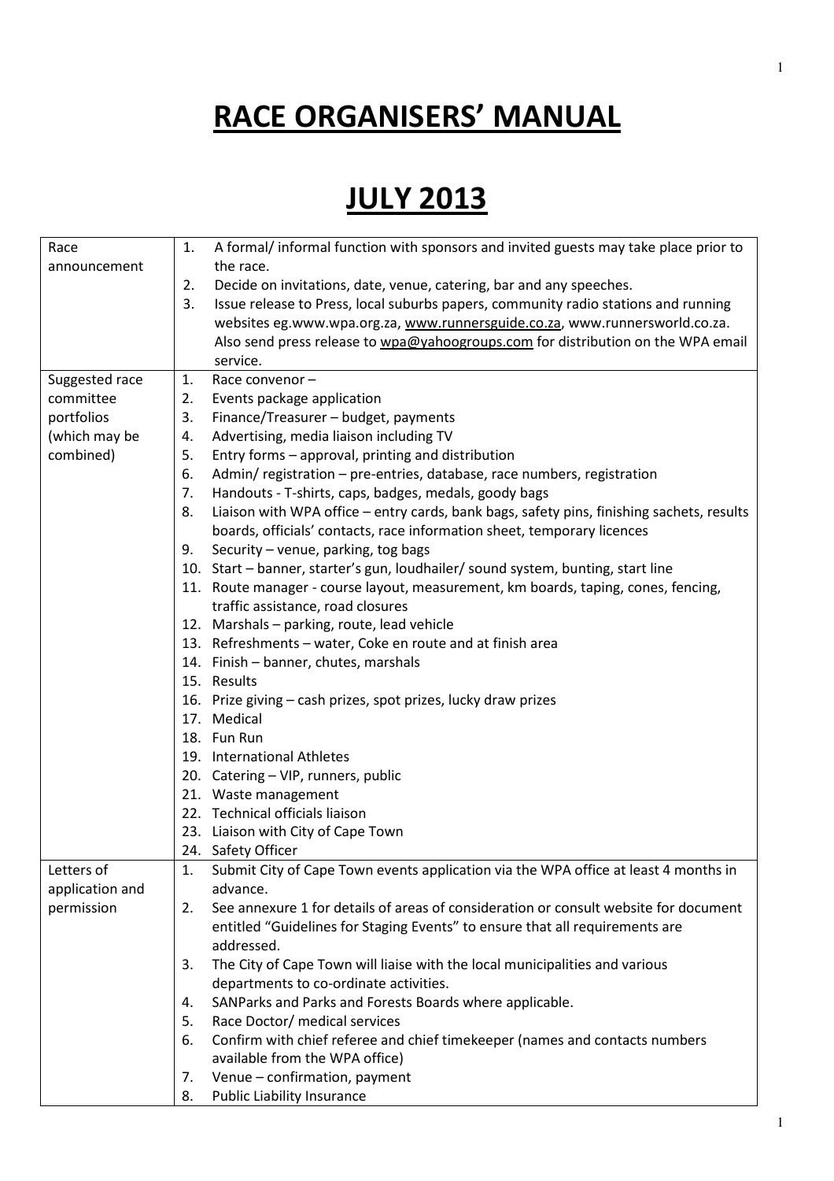# RACE ORGANISERS' MANUAL

# JULY 2013

| | |
|---|---|
| Race announcement | 1. A formal/ informal function with sponsors and invited guests may take place prior to the race.<br>2. Decide on invitations, date, venue, catering, bar and any speeches.<br>3. Issue release to Press, local suburbs papers, community radio stations and running websites eg.www.wpa.org.za, www.runnersguide.co.za, www.runnersworld.co.za. Also send press release to wpa@yahoogroups.com for distribution on the WPA email service. |
| Suggested race committee portfolios (which may be combined) | 1. Race convenor –<br>2. Events package application<br>3. Finance/Treasurer – budget, payments<br>4. Advertising, media liaison including TV<br>5. Entry forms – approval, printing and distribution<br>6. Admin/ registration – pre-entries, database, race numbers, registration<br>7. Handouts - T-shirts, caps, badges, medals, goody bags<br>8. Liaison with WPA office – entry cards, bank bags, safety pins, finishing sachets, results boards, officials' contacts, race information sheet, temporary licences<br>9. Security – venue, parking, tog bags<br>10. Start – banner, starter's gun, loudhailer/ sound system, bunting, start line<br>11. Route manager - course layout, measurement, km boards, taping, cones, fencing, traffic assistance, road closures<br>12. Marshals – parking, route, lead vehicle<br>13. Refreshments – water, Coke en route and at finish area<br>14. Finish – banner, chutes, marshals<br>15. Results<br>16. Prize giving – cash prizes, spot prizes, lucky draw prizes<br>17. Medical<br>18. Fun Run<br>19. International Athletes<br>20. Catering – VIP, runners, public<br>21. Waste management<br>22. Technical officials liaison<br>23. Liaison with City of Cape Town<br>24. Safety Officer |
| Letters of application and permission | 1. Submit City of Cape Town events application via the WPA office at least 4 months in advance.<br>2. See annexure 1 for details of areas of consideration or consult website for document entitled "Guidelines for Staging Events" to ensure that all requirements are addressed.<br>3. The City of Cape Town will liaise with the local municipalities and various departments to co-ordinate activities.<br>4. SANParks and Parks and Forests Boards where applicable.<br>5. Race Doctor/ medical services<br>6. Confirm with chief referee and chief timekeeper (names and contacts numbers available from the WPA office)<br>7. Venue – confirmation, payment<br>8. Public Liability Insurance |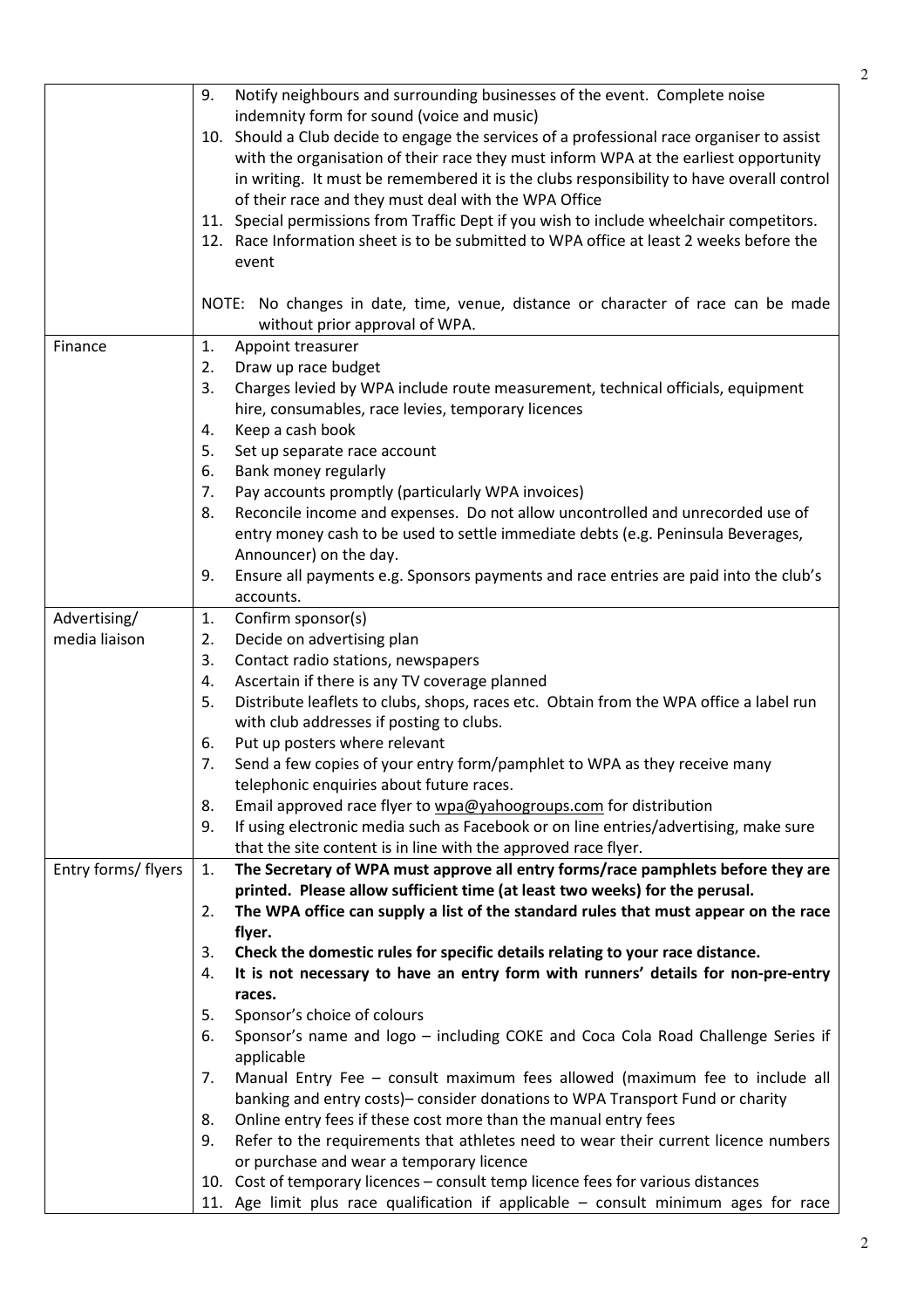| | |
|---|---|
| | 9. Notify neighbours and surrounding businesses of the event. Complete noise indemnity form for sound (voice and music)<br>10. Should a Club decide to engage the services of a professional race organiser to assist with the organisation of their race they must inform WPA at the earliest opportunity in writing. It must be remembered it is the clubs responsibility to have overall control of their race and they must deal with the WPA Office<br>11. Special permissions from Traffic Dept if you wish to include wheelchair competitors.<br>12. Race Information sheet is to be submitted to WPA office at least 2 weeks before the event<br><br>NOTE: No changes in date, time, venue, distance or character of race can be made without prior approval of WPA. |
| Finance | 1. Appoint treasurer<br>2. Draw up race budget<br>3. Charges levied by WPA include route measurement, technical officials, equipment hire, consumables, race levies, temporary licences<br>4. Keep a cash book<br>5. Set up separate race account<br>6. Bank money regularly<br>7. Pay accounts promptly (particularly WPA invoices)<br>8. Reconcile income and expenses. Do not allow uncontrolled and unrecorded use of entry money cash to be used to settle immediate debts (e.g. Peninsula Beverages, Announcer) on the day.<br>9. Ensure all payments e.g. Sponsors payments and race entries are paid into the club's accounts. |
| Advertising/ media liaison | 1. Confirm sponsor(s)<br>2. Decide on advertising plan<br>3. Contact radio stations, newspapers<br>4. Ascertain if there is any TV coverage planned<br>5. Distribute leaflets to clubs, shops, races etc. Obtain from the WPA office a label run with club addresses if posting to clubs.<br>6. Put up posters where relevant<br>7. Send a few copies of your entry form/pamphlet to WPA as they receive many telephonic enquiries about future races.<br>8. Email approved race flyer to wpa@yahoogroups.com for distribution<br>9. If using electronic media such as Facebook or on line entries/advertising, make sure that the site content is in line with the approved race flyer. |
| Entry forms/ flyers | 1. **The Secretary of WPA must approve all entry forms/race pamphlets before they are printed. Please allow sufficient time (at least two weeks) for the perusal.**<br>2. **The WPA office can supply a list of the standard rules that must appear on the race flyer.**<br>3. **Check the domestic rules for specific details relating to your race distance.**<br>4. **It is not necessary to have an entry form with runners' details for non-pre-entry races.**<br>5. Sponsor's choice of colours<br>6. Sponsor's name and logo – including COKE and Coca Cola Road Challenge Series if applicable<br>7. Manual Entry Fee – consult maximum fees allowed (maximum fee to include all banking and entry costs)– consider donations to WPA Transport Fund or charity<br>8. Online entry fees if these cost more than the manual entry fees<br>9. Refer to the requirements that athletes need to wear their current licence numbers or purchase and wear a temporary licence<br>10. Cost of temporary licences – consult temp licence fees for various distances<br>11. Age limit plus race qualification if applicable – consult minimum ages for race |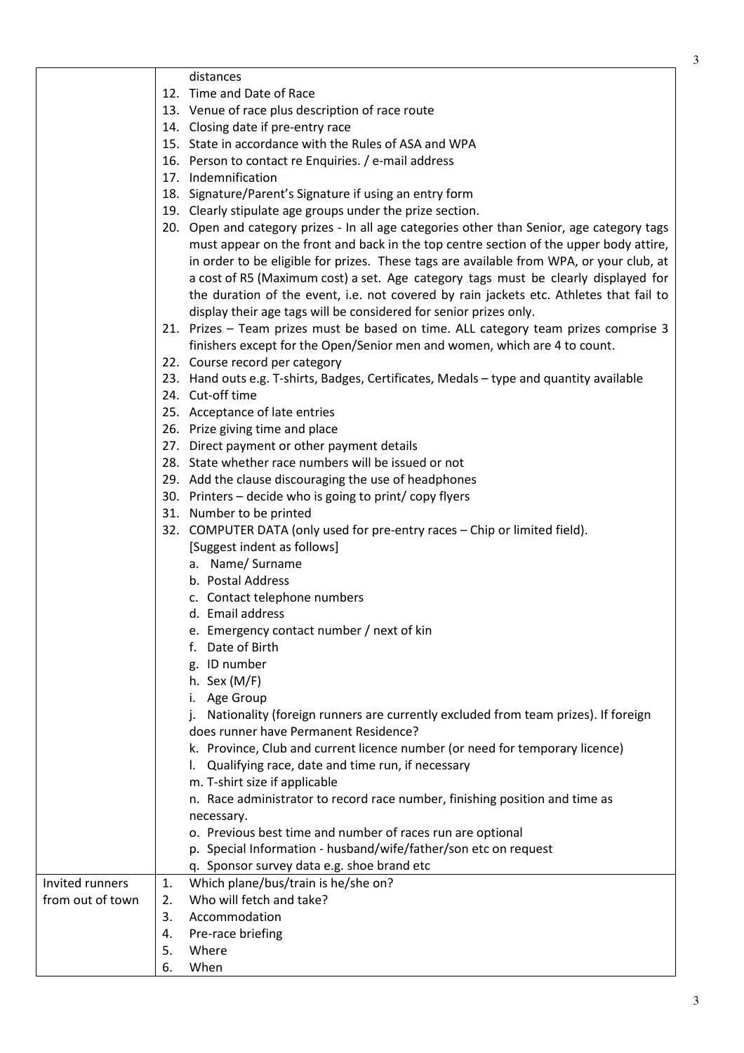| | |
|---|---|
| | distances<br>12. Time and Date of Race<br>13. Venue of race plus description of race route<br>14. Closing date if pre-entry race<br>15. State in accordance with the Rules of ASA and WPA<br>16. Person to contact re Enquiries. / e-mail address<br>17. Indemnification<br>18. Signature/Parent's Signature if using an entry form<br>19. Clearly stipulate age groups under the prize section.<br>20. Open and category prizes - In all age categories other than Senior, age category tags must appear on the front and back in the top centre section of the upper body attire, in order to be eligible for prizes. These tags are available from WPA, or your club, at a cost of R5 (Maximum cost) a set. Age category tags must be clearly displayed for the duration of the event, i.e. not covered by rain jackets etc. Athletes that fail to display their age tags will be considered for senior prizes only.<br>21. Prizes – Team prizes must be based on time. ALL category team prizes comprise 3 finishers except for the Open/Senior men and women, which are 4 to count.<br>22. Course record per category<br>23. Hand outs e.g. T-shirts, Badges, Certificates, Medals – type and quantity available<br>24. Cut-off time<br>25. Acceptance of late entries<br>26. Prize giving time and place<br>27. Direct payment or other payment details<br>28. State whether race numbers will be issued or not<br>29. Add the clause discouraging the use of headphones<br>30. Printers – decide who is going to print/ copy flyers<br>31. Number to be printed<br>32. COMPUTER DATA (only used for pre-entry races – Chip or limited field). [Suggest indent as follows]<br>a. Name/ Surname<br>b. Postal Address<br>c. Contact telephone numbers<br>d. Email address<br>e. Emergency contact number / next of kin<br>f. Date of Birth<br>g. ID number<br>h. Sex (M/F)<br>i. Age Group<br>j. Nationality (foreign runners are currently excluded from team prizes). If foreign does runner have Permanent Residence?<br>k. Province, Club and current licence number (or need for temporary licence)<br>l. Qualifying race, date and time run, if necessary<br>m. T-shirt size if applicable<br>n. Race administrator to record race number, finishing position and time as necessary.<br>o. Previous best time and number of races run are optional<br>p. Special Information - husband/wife/father/son etc on request<br>q. Sponsor survey data e.g. shoe brand etc |
| Invited runners from out of town | 1. Which plane/bus/train is he/she on?<br>2. Who will fetch and take?<br>3. Accommodation<br>4. Pre-race briefing<br>5. Where<br>6. When |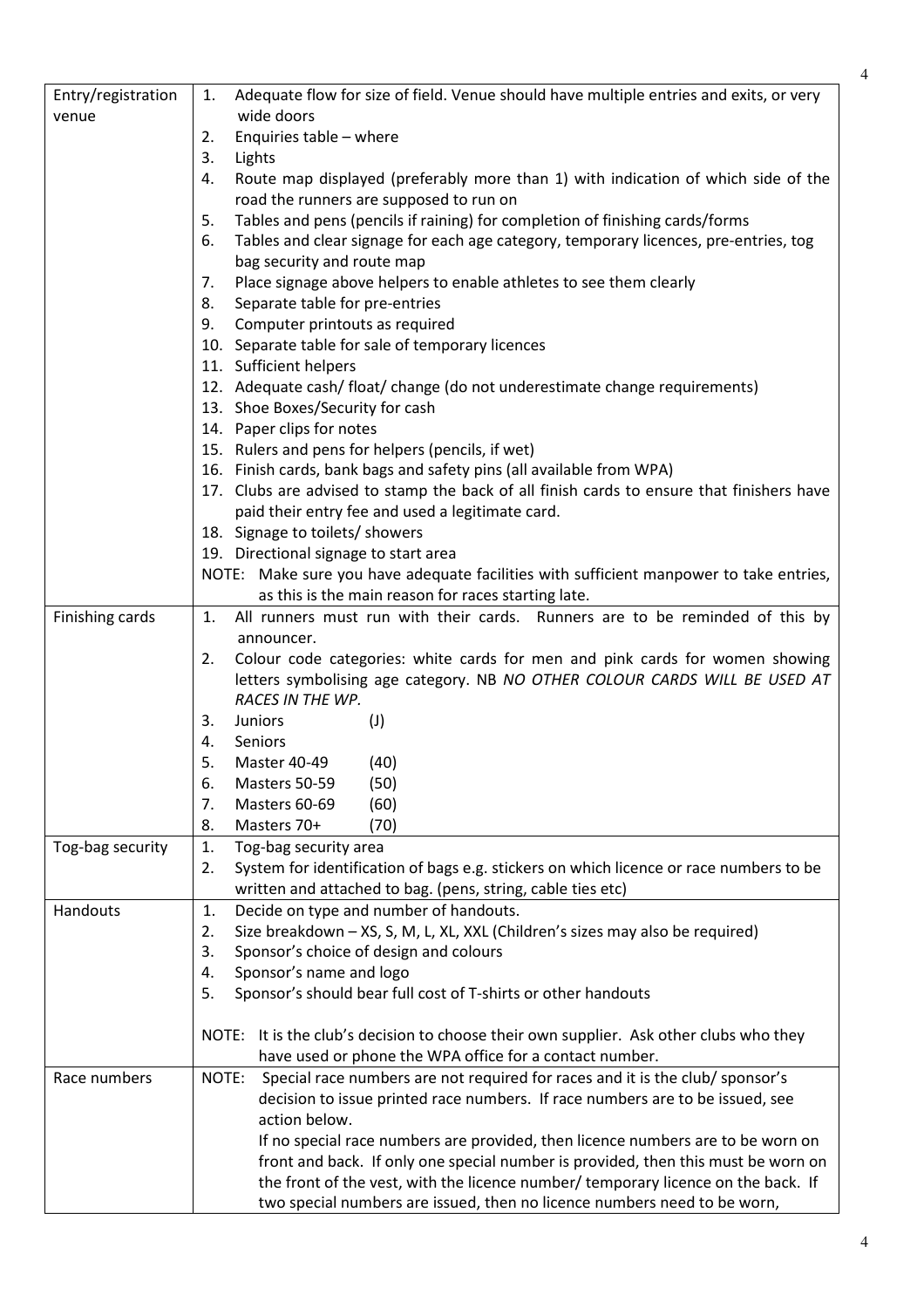| | |
|---|---|
| Entry/registration venue | 1. Adequate flow for size of field. Venue should have multiple entries and exits, or very wide doors<br>2. Enquiries table – where<br>3. Lights<br>4. Route map displayed (preferably more than 1) with indication of which side of the road the runners are supposed to run on<br>5. Tables and pens (pencils if raining) for completion of finishing cards/forms<br>6. Tables and clear signage for each age category, temporary licences, pre-entries, tog bag security and route map<br>7. Place signage above helpers to enable athletes to see them clearly<br>8. Separate table for pre-entries<br>9. Computer printouts as required<br>10. Separate table for sale of temporary licences<br>11. Sufficient helpers<br>12. Adequate cash/ float/ change (do not underestimate change requirements)<br>13. Shoe Boxes/Security for cash<br>14. Paper clips for notes<br>15. Rulers and pens for helpers (pencils, if wet)<br>16. Finish cards, bank bags and safety pins (all available from WPA)<br>17. Clubs are advised to stamp the back of all finish cards to ensure that finishers have paid their entry fee and used a legitimate card.<br>18. Signage to toilets/ showers<br>19. Directional signage to start area<br>NOTE: Make sure you have adequate facilities with sufficient manpower to take entries, as this is the main reason for races starting late. |
| Finishing cards | 1. All runners must run with their cards. Runners are to be reminded of this by announcer.<br>2. Colour code categories: white cards for men and pink cards for women showing letters symbolising age category. NB *NO OTHER COLOUR CARDS WILL BE USED AT RACES IN THE WP.*<br>3. Juniors (J)<br>4. Seniors<br>5. Master 40-49 (40)<br>6. Masters 50-59 (50)<br>7. Masters 60-69 (60)<br>8. Masters 70+ (70) |
| Tog-bag security | 1. Tog-bag security area<br>2. System for identification of bags e.g. stickers on which licence or race numbers to be written and attached to bag. (pens, string, cable ties etc) |
| Handouts | 1. Decide on type and number of handouts.<br>2. Size breakdown – XS, S, M, L, XL, XXL (Children's sizes may also be required)<br>3. Sponsor's choice of design and colours<br>4. Sponsor's name and logo<br>5. Sponsor's should bear full cost of T-shirts or other handouts<br><br>NOTE: It is the club's decision to choose their own supplier. Ask other clubs who they have used or phone the WPA office for a contact number. |
| Race numbers | NOTE: Special race numbers are not required for races and it is the club/ sponsor's decision to issue printed race numbers. If race numbers are to be issued, see action below.<br>If no special race numbers are provided, then licence numbers are to be worn on front and back. If only one special number is provided, then this must be worn on the front of the vest, with the licence number/ temporary licence on the back. If two special numbers are issued, then no licence numbers need to be worn, |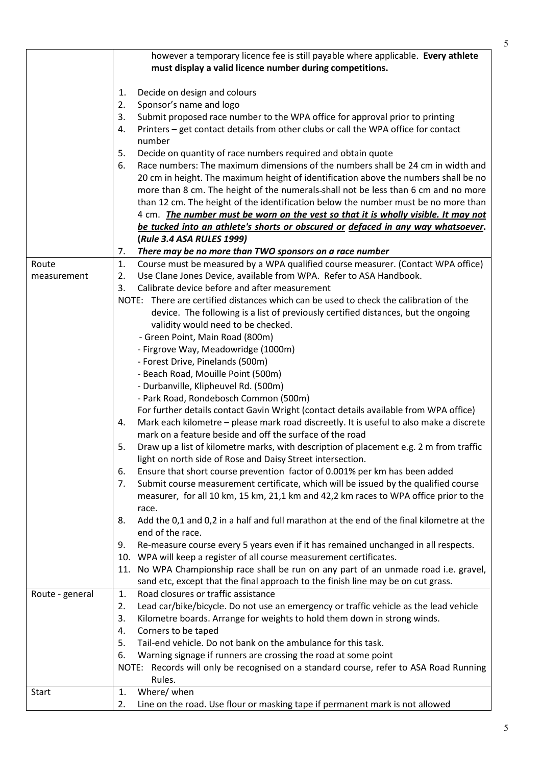| | |
|---|---|
| | however a temporary licence fee is still payable where applicable. **Every athlete must display a valid licence number during competitions.**<br><br>1. Decide on design and colours<br>2. Sponsor's name and logo<br>3. Submit proposed race number to the WPA office for approval prior to printing<br>4. Printers – get contact details from other clubs or call the WPA office for contact number<br>5. Decide on quantity of race numbers required and obtain quote<br>6. Race numbers: The maximum dimensions of the numbers shall be 24 cm in width and 20 cm in height. The maximum height of identification above the numbers shall be no more than 8 cm. The height of the numerals shall not be less than 6 cm and no more than 12 cm. The height of the identification below the number must be no more than 4 cm. ***<u>The number must be worn on the vest so that it is wholly visible. It may not be tucked into an athlete's shorts or obscured or</u> <u>defaced in any way whatsoever</u>.* (*Rule 3.4 ASA RULES 1999*)**<br>7. ***There may be no more than TWO sponsors on a race number*** |
| Route measurement | 1. Course must be measured by a WPA qualified course measurer. (Contact WPA office)<br>2. Use Clane Jones Device, available from WPA. Refer to ASA Handbook.<br>3. Calibrate device before and after measurement<br>NOTE: There are certified distances which can be used to check the calibration of the device. The following is a list of previously certified distances, but the ongoing validity would need to be checked.<br>- Green Point, Main Road (800m)<br>- Firgrove Way, Meadowridge (1000m)<br>- Forest Drive, Pinelands (500m)<br>- Beach Road, Mouille Point (500m)<br>- Durbanville, Klipheuvel Rd. (500m)<br>- Park Road, Rondebosch Common (500m)<br>For further details contact Gavin Wright (contact details available from WPA office)<br>4. Mark each kilometre – please mark road discreetly. It is useful to also make a discrete mark on a feature beside and off the surface of the road<br>5. Draw up a list of kilometre marks, with description of placement e.g. 2 m from traffic light on north side of Rose and Daisy Street intersection.<br>6. Ensure that short course prevention factor of 0.001% per km has been added<br>7. Submit course measurement certificate, which will be issued by the qualified course measurer, for all 10 km, 15 km, 21,1 km and 42,2 km races to WPA office prior to the race.<br>8. Add the 0,1 and 0,2 in a half and full marathon at the end of the final kilometre at the end of the race.<br>9. Re-measure course every 5 years even if it has remained unchanged in all respects.<br>10. WPA will keep a register of all course measurement certificates.<br>11. No WPA Championship race shall be run on any part of an unmade road i.e. gravel, sand etc, except that the final approach to the finish line may be on cut grass. |
| Route - general | 1. Road closures or traffic assistance<br>2. Lead car/bike/bicycle. Do not use an emergency or traffic vehicle as the lead vehicle<br>3. Kilometre boards. Arrange for weights to hold them down in strong winds.<br>4. Corners to be taped<br>5. Tail-end vehicle. Do not bank on the ambulance for this task.<br>6. Warning signage if runners are crossing the road at some point<br>NOTE: Records will only be recognised on a standard course, refer to ASA Road Running Rules. |
| Start | 1. Where/ when<br>2. Line on the road. Use flour or masking tape if permanent mark is not allowed |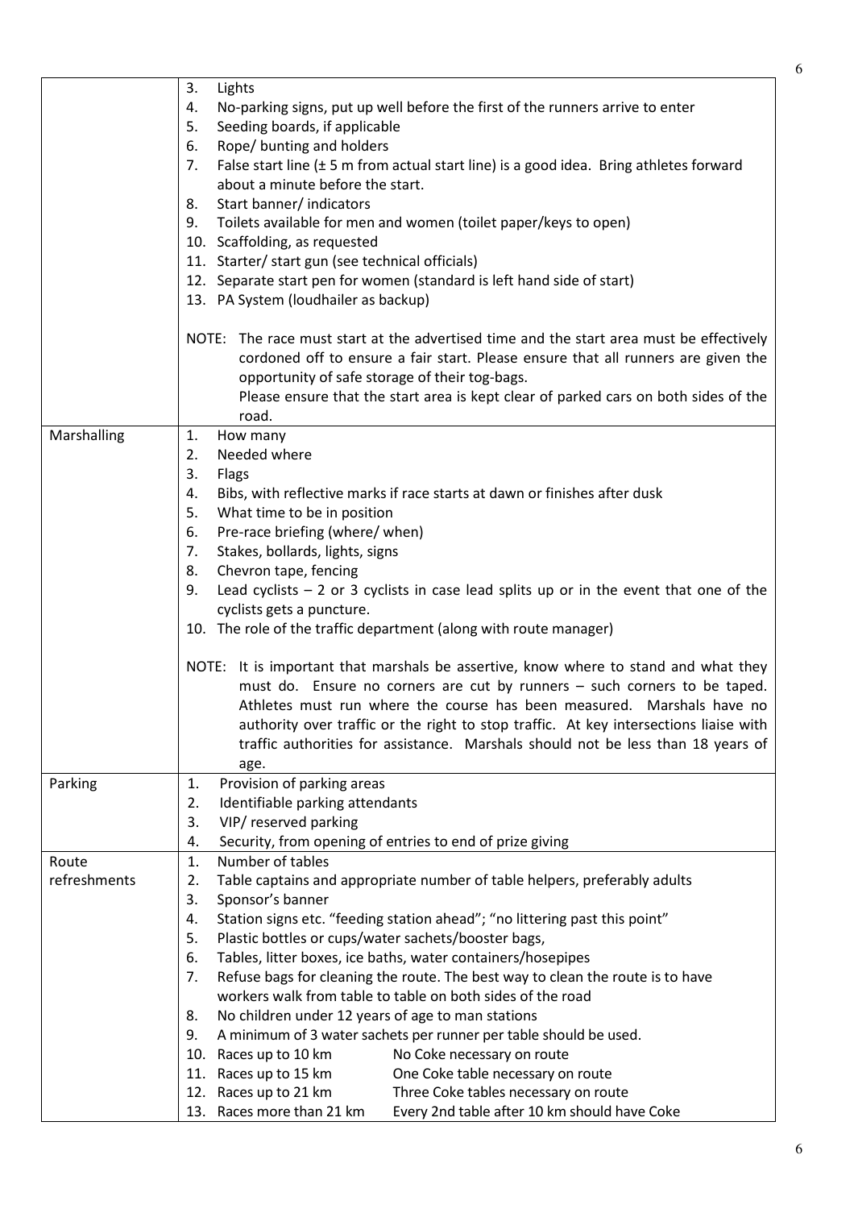| | |
|---|---|
| | 3. Lights<br>4. No-parking signs, put up well before the first of the runners arrive to enter<br>5. Seeding boards, if applicable<br>6. Rope/ bunting and holders<br>7. False start line (± 5 m from actual start line) is a good idea. Bring athletes forward about a minute before the start.<br>8. Start banner/ indicators<br>9. Toilets available for men and women (toilet paper/keys to open)<br>10. Scaffolding, as requested<br>11. Starter/ start gun (see technical officials)<br>12. Separate start pen for women (standard is left hand side of start)<br>13. PA System (loudhailer as backup)<br><br>NOTE: The race must start at the advertised time and the start area must be effectively cordoned off to ensure a fair start. Please ensure that all runners are given the opportunity of safe storage of their tog-bags.<br>Please ensure that the start area is kept clear of parked cars on both sides of the road. |
| Marshalling | 1. How many<br>2. Needed where<br>3. Flags<br>4. Bibs, with reflective marks if race starts at dawn or finishes after dusk<br>5. What time to be in position<br>6. Pre-race briefing (where/ when)<br>7. Stakes, bollards, lights, signs<br>8. Chevron tape, fencing<br>9. Lead cyclists – 2 or 3 cyclists in case lead splits up or in the event that one of the cyclists gets a puncture.<br>10. The role of the traffic department (along with route manager)<br><br>NOTE: It is important that marshals be assertive, know where to stand and what they must do. Ensure no corners are cut by runners – such corners to be taped. Athletes must run where the course has been measured. Marshals have no authority over traffic or the right to stop traffic. At key intersections liaise with traffic authorities for assistance. Marshals should not be less than 18 years of age. |
| Parking | 1. Provision of parking areas<br>2. Identifiable parking attendants<br>3. VIP/ reserved parking<br>4. Security, from opening of entries to end of prize giving |
| Route refreshments | 1. Number of tables<br>2. Table captains and appropriate number of table helpers, preferably adults<br>3. Sponsor's banner<br>4. Station signs etc. "feeding station ahead"; "no littering past this point"<br>5. Plastic bottles or cups/water sachets/booster bags,<br>6. Tables, litter boxes, ice baths, water containers/hosepipes<br>7. Refuse bags for cleaning the route. The best way to clean the route is to have workers walk from table to table on both sides of the road<br>8. No children under 12 years of age to man stations<br>9. A minimum of 3 water sachets per runner per table should be used.<br>10. Races up to 10 km — No Coke necessary on route<br>11. Races up to 15 km — One Coke table necessary on route<br>12. Races up to 21 km — Three Coke tables necessary on route<br>13. Races more than 21 km — Every 2nd table after 10 km should have Coke |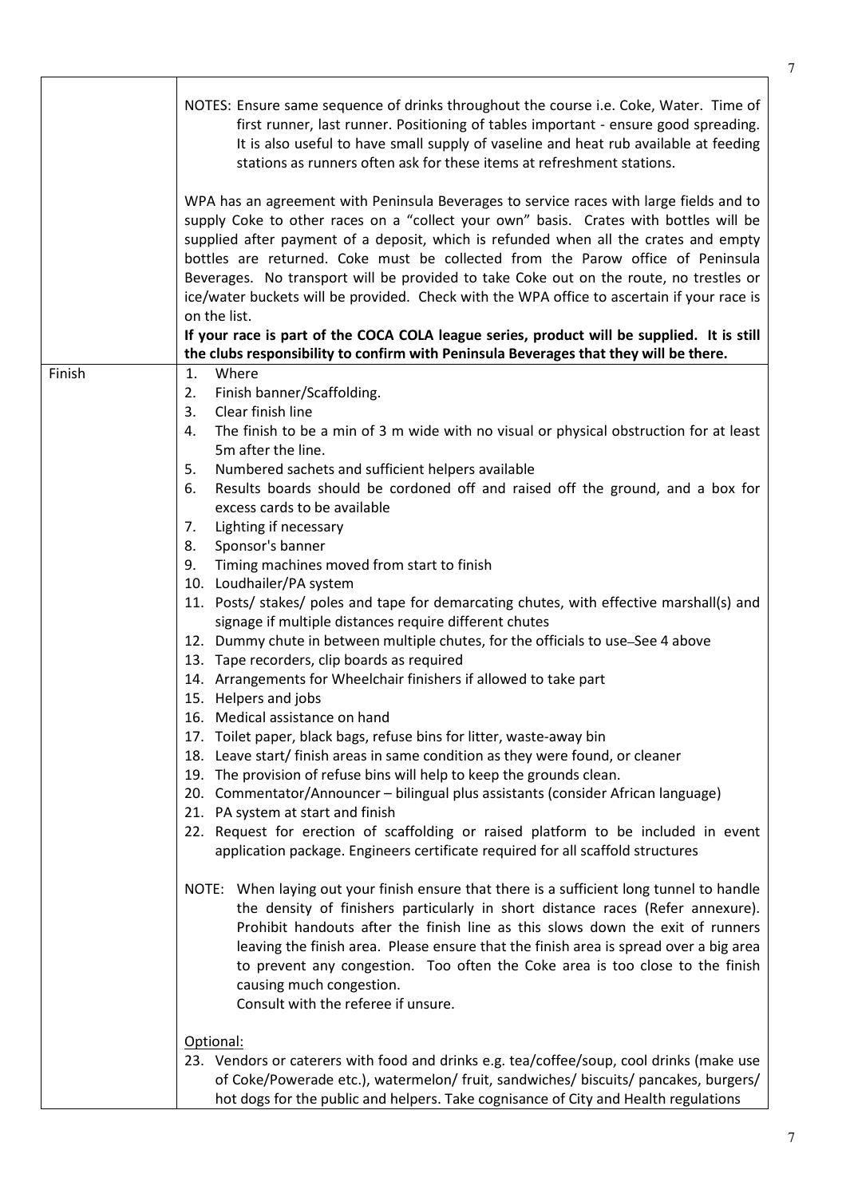| | |
|---|---|
| | NOTES: Ensure same sequence of drinks throughout the course i.e. Coke, Water. Time of first runner, last runner. Positioning of tables important - ensure good spreading. It is also useful to have small supply of vaseline and heat rub available at feeding stations as runners often ask for these items at refreshment stations.<br><br>WPA has an agreement with Peninsula Beverages to service races with large fields and to supply Coke to other races on a "collect your own" basis. Crates with bottles will be supplied after payment of a deposit, which is refunded when all the crates and empty bottles are returned. Coke must be collected from the Parow office of Peninsula Beverages. No transport will be provided to take Coke out on the route, no trestles or ice/water buckets will be provided. Check with the WPA office to ascertain if your race is on the list.<br>**If your race is part of the COCA COLA league series, product will be supplied. It is still the clubs responsibility to confirm with Peninsula Beverages that they will be there.** |
| Finish | 1. Where<br>2. Finish banner/Scaffolding.<br>3. Clear finish line<br>4. The finish to be a min of 3 m wide with no visual or physical obstruction for at least 5m after the line.<br>5. Numbered sachets and sufficient helpers available<br>6. Results boards should be cordoned off and raised off the ground, and a box for excess cards to be available<br>7. Lighting if necessary<br>8. Sponsor's banner<br>9. Timing machines moved from start to finish<br>10. Loudhailer/PA system<br>11. Posts/ stakes/ poles and tape for demarcating chutes, with effective marshall(s) and signage if multiple distances require different chutes<br>12. Dummy chute in between multiple chutes, for the officials to use–See 4 above<br>13. Tape recorders, clip boards as required<br>14. Arrangements for Wheelchair finishers if allowed to take part<br>15. Helpers and jobs<br>16. Medical assistance on hand<br>17. Toilet paper, black bags, refuse bins for litter, waste-away bin<br>18. Leave start/ finish areas in same condition as they were found, or cleaner<br>19. The provision of refuse bins will help to keep the grounds clean.<br>20. Commentator/Announcer – bilingual plus assistants (consider African language)<br>21. PA system at start and finish<br>22. Request for erection of scaffolding or raised platform to be included in event application package. Engineers certificate required for all scaffold structures<br><br>NOTE: When laying out your finish ensure that there is a sufficient long tunnel to handle the density of finishers particularly in short distance races (Refer annexure). Prohibit handouts after the finish line as this slows down the exit of runners leaving the finish area. Please ensure that the finish area is spread over a big area to prevent any congestion. Too often the Coke area is too close to the finish causing much congestion.<br>Consult with the referee if unsure.<br><br>Optional:<br>23. Vendors or caterers with food and drinks e.g. tea/coffee/soup, cool drinks (make use of Coke/Powerade etc.), watermelon/ fruit, sandwiches/ biscuits/ pancakes, burgers/ hot dogs for the public and helpers. Take cognisance of City and Health regulations |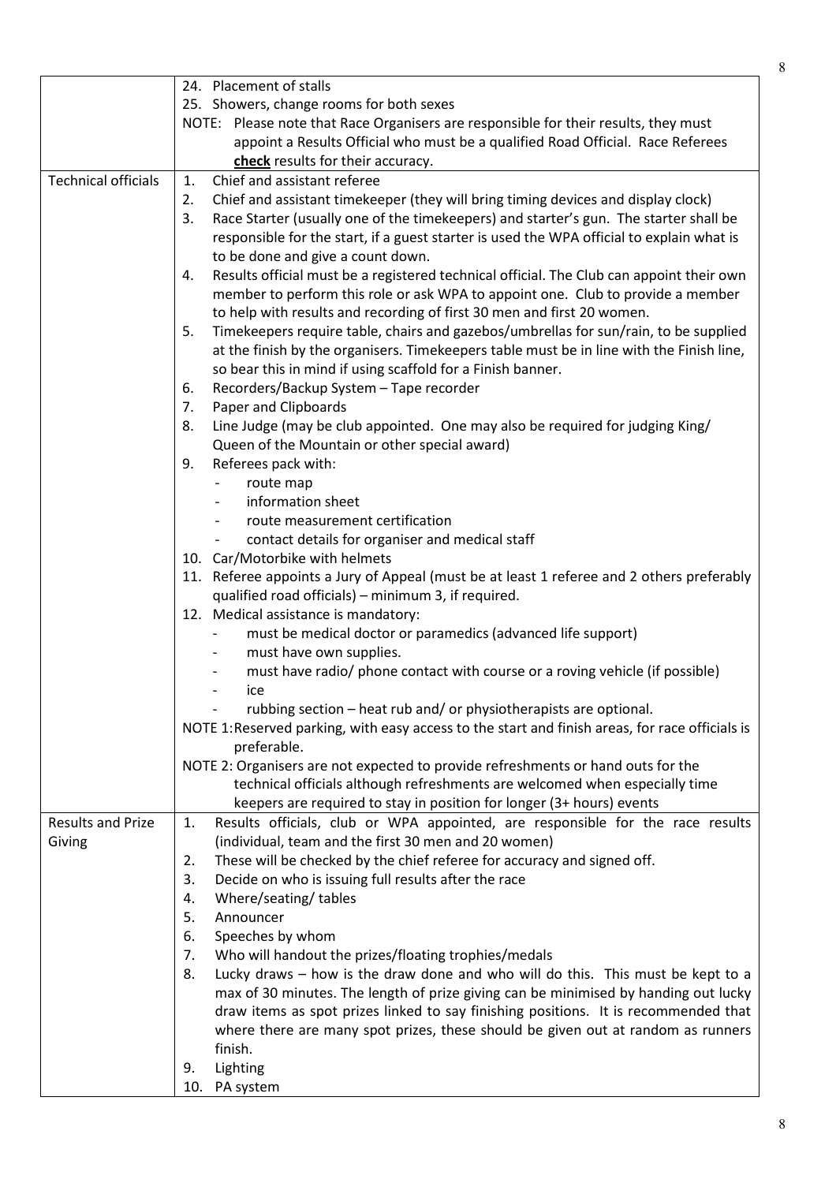| | |
|---|---|
| | 24. Placement of stalls<br>25. Showers, change rooms for both sexes<br>NOTE: Please note that Race Organisers are responsible for their results, they must appoint a Results Official who must be a qualified Road Official. Race Referees **check** results for their accuracy. |
| Technical officials | 1. Chief and assistant referee<br>2. Chief and assistant timekeeper (they will bring timing devices and display clock)<br>3. Race Starter (usually one of the timekeepers) and starter's gun. The starter shall be responsible for the start, if a guest starter is used the WPA official to explain what is to be done and give a count down.<br>4. Results official must be a registered technical official. The Club can appoint their own member to perform this role or ask WPA to appoint one. Club to provide a member to help with results and recording of first 30 men and first 20 women.<br>5. Timekeepers require table, chairs and gazebos/umbrellas for sun/rain, to be supplied at the finish by the organisers. Timekeepers table must be in line with the Finish line, so bear this in mind if using scaffold for a Finish banner.<br>6. Recorders/Backup System – Tape recorder<br>7. Paper and Clipboards<br>8. Line Judge (may be club appointed. One may also be required for judging King/ Queen of the Mountain or other special award)<br>9. Referees pack with:<br>- route map<br>- information sheet<br>- route measurement certification<br>- contact details for organiser and medical staff<br>10. Car/Motorbike with helmets<br>11. Referee appoints a Jury of Appeal (must be at least 1 referee and 2 others preferably qualified road officials) – minimum 3, if required.<br>12. Medical assistance is mandatory:<br>- must be medical doctor or paramedics (advanced life support)<br>- must have own supplies.<br>- must have radio/ phone contact with course or a roving vehicle (if possible)<br>- ice<br>- rubbing section – heat rub and/ or physiotherapists are optional.<br>NOTE 1: Reserved parking, with easy access to the start and finish areas, for race officials is preferable.<br>NOTE 2: Organisers are not expected to provide refreshments or hand outs for the technical officials although refreshments are welcomed when especially time keepers are required to stay in position for longer (3+ hours) events |
| Results and Prize Giving | 1. Results officials, club or WPA appointed, are responsible for the race results (individual, team and the first 30 men and 20 women)<br>2. These will be checked by the chief referee for accuracy and signed off.<br>3. Decide on who is issuing full results after the race<br>4. Where/seating/ tables<br>5. Announcer<br>6. Speeches by whom<br>7. Who will handout the prizes/floating trophies/medals<br>8. Lucky draws – how is the draw done and who will do this. This must be kept to a max of 30 minutes. The length of prize giving can be minimised by handing out lucky draw items as spot prizes linked to say finishing positions. It is recommended that where there are many spot prizes, these should be given out at random as runners finish.<br>9. Lighting<br>10. PA system |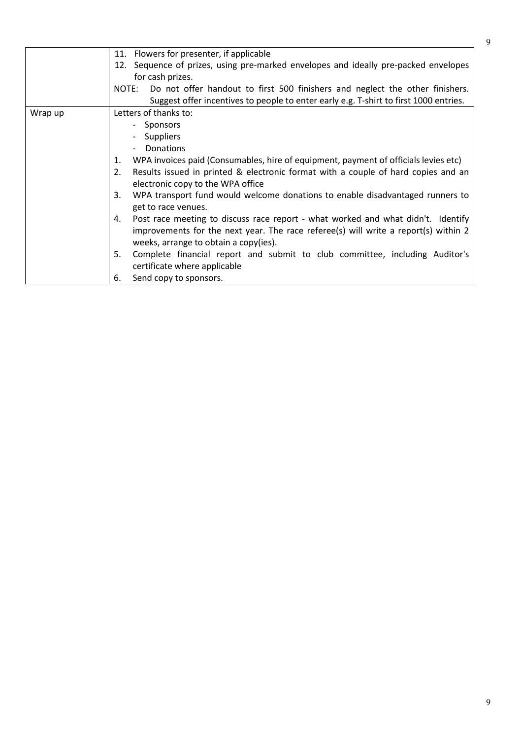| | |
|---|---|
| | 11. Flowers for presenter, if applicable<br>12. Sequence of prizes, using pre-marked envelopes and ideally pre-packed envelopes for cash prizes.<br>NOTE: Do not offer handout to first 500 finishers and neglect the other finishers. Suggest offer incentives to people to enter early e.g. T-shirt to first 1000 entries. |
| Wrap up | Letters of thanks to:<br>- Sponsors<br>- Suppliers<br>- Donations<br>1. WPA invoices paid (Consumables, hire of equipment, payment of officials levies etc)<br>2. Results issued in printed & electronic format with a couple of hard copies and an electronic copy to the WPA office<br>3. WPA transport fund would welcome donations to enable disadvantaged runners to get to race venues.<br>4. Post race meeting to discuss race report - what worked and what didn't. Identify improvements for the next year. The race referee(s) will write a report(s) within 2 weeks, arrange to obtain a copy(ies).<br>5. Complete financial report and submit to club committee, including Auditor's certificate where applicable<br>6. Send copy to sponsors. |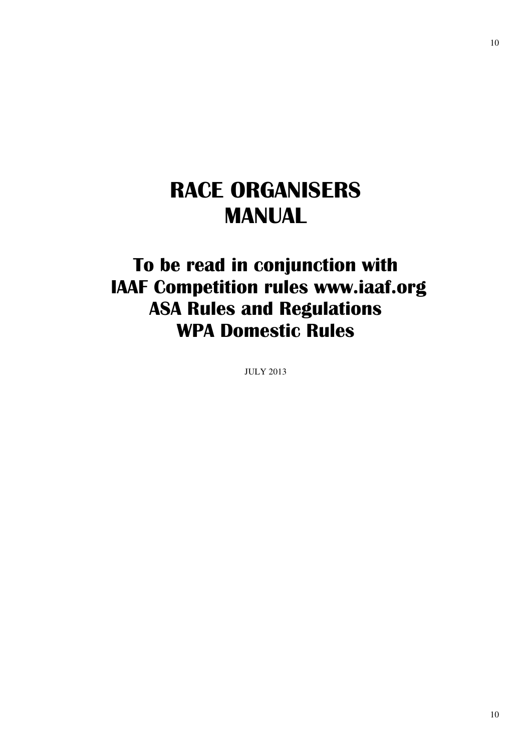# RACE ORGANISERS MANUAL

## To be read in conjunction with IAAF Competition rules www.iaaf.org ASA Rules and Regulations WPA Domestic Rules

JULY 2013